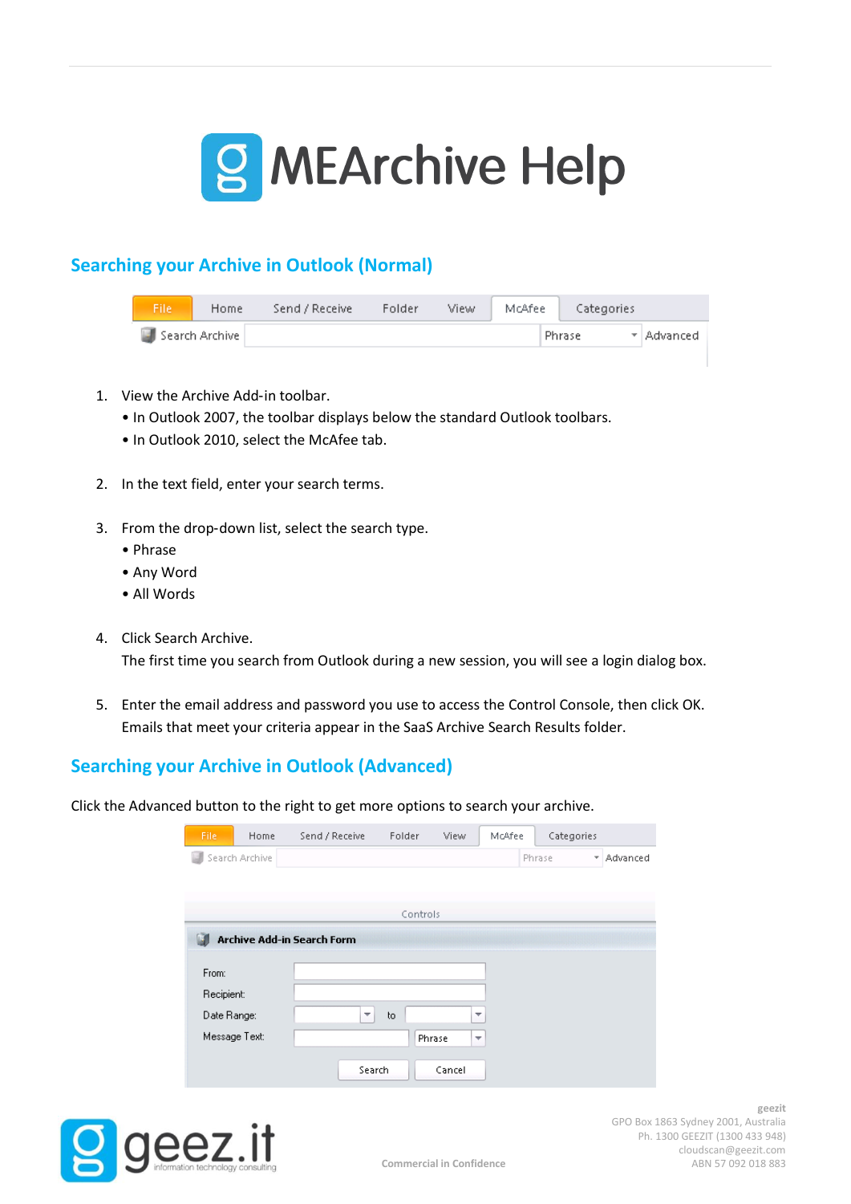# MEArchive Help

## Searching your Archive in Outlook (Normal)

1. View the Archive Add-in toolbar.
   - In Outlook 2007, the toolbar displays below the standard Outlook toolbars.
   - In Outlook 2010, select the McAfee tab.

2. In the text field, enter your search terms.

3. From the drop-down list, select the search type.
   - Phrase
   - Any Word
   - All Words

4. Click Search Archive.
   The first time you search from Outlook during a new session, you will see a login dialog box.

5. Enter the email address and password you use to access the Control Console, then click OK.
   Emails that meet your criteria appear in the SaaS Archive Search Results folder.

## Searching your Archive in Outlook (Advanced)

Click the Advanced button to the right to get more options to search your archive.

geezit
GPO Box 1863 Sydney 2001, Australia
Ph. 1300 GEEZIT (1300 433 948)
cloudscan@geezit.com
ABN 57 092 018 883

Commercial in Confidence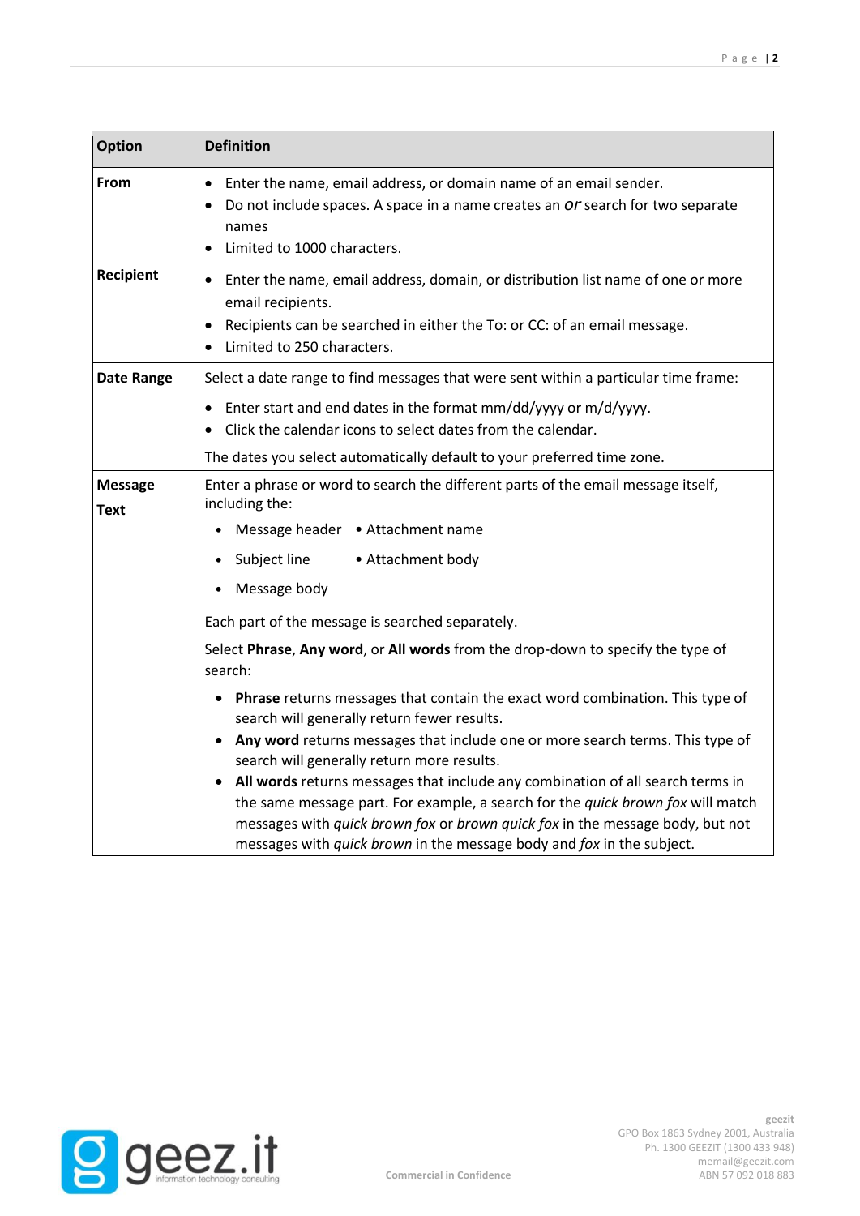| Option | Definition |
|---|---|
| **From** | • Enter the name, email address, or domain name of an email sender.<br>• Do not include spaces. A space in a name creates an *or* search for two separate names<br>• Limited to 1000 characters. |
| **Recipient** | • Enter the name, email address, domain, or distribution list name of one or more email recipients.<br>• Recipients can be searched in either the To: or CC: of an email message.<br>• Limited to 250 characters. |
| **Date Range** | Select a date range to find messages that were sent within a particular time frame:<br>• Enter start and end dates in the format mm/dd/yyyy or m/d/yyyy.<br>• Click the calendar icons to select dates from the calendar.<br>The dates you select automatically default to your preferred time zone. |
| **Message Text** | Enter a phrase or word to search the different parts of the email message itself, including the:<br>• Message header • Attachment name<br>• Subject line • Attachment body<br>• Message body<br>Each part of the message is searched separately.<br>Select **Phrase**, **Any word**, or **All words** from the drop-down to specify the type of search:<br>• **Phrase** returns messages that contain the exact word combination. This type of search will generally return fewer results.<br>• **Any word** returns messages that include one or more search terms. This type of search will generally return more results.<br>• **All words** returns messages that include any combination of all search terms in the same message part. For example, a search for the *quick brown fox* will match messages with *quick brown fox* or *brown quick fox* in the message body, but not messages with *quick brown* in the message body and *fox* in the subject. |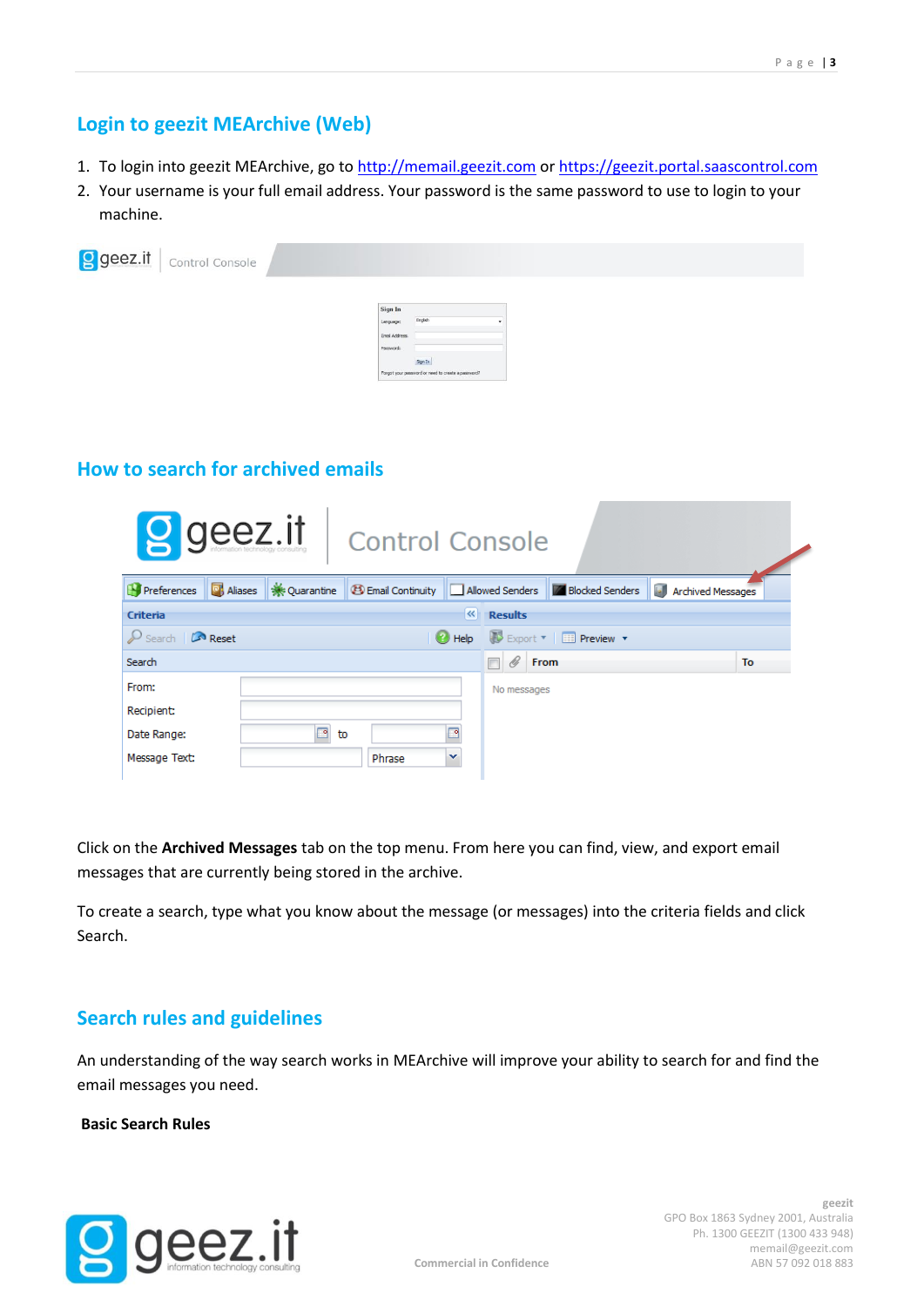## Login to geezit MEArchive (Web)

1. To login into geezit MEArchive, go to http://memail.geezit.com or https://geezit.portal.saascontrol.com
2. Your username is your full email address. Your password is the same password to use to login to your machine.

## How to search for archived emails

Click on the **Archived Messages** tab on the top menu. From here you can find, view, and export email messages that are currently being stored in the archive.

To create a search, type what you know about the message (or messages) into the criteria fields and click Search.

## Search rules and guidelines

An understanding of the way search works in MEArchive will improve your ability to search for and find the email messages you need.

**Basic Search Rules**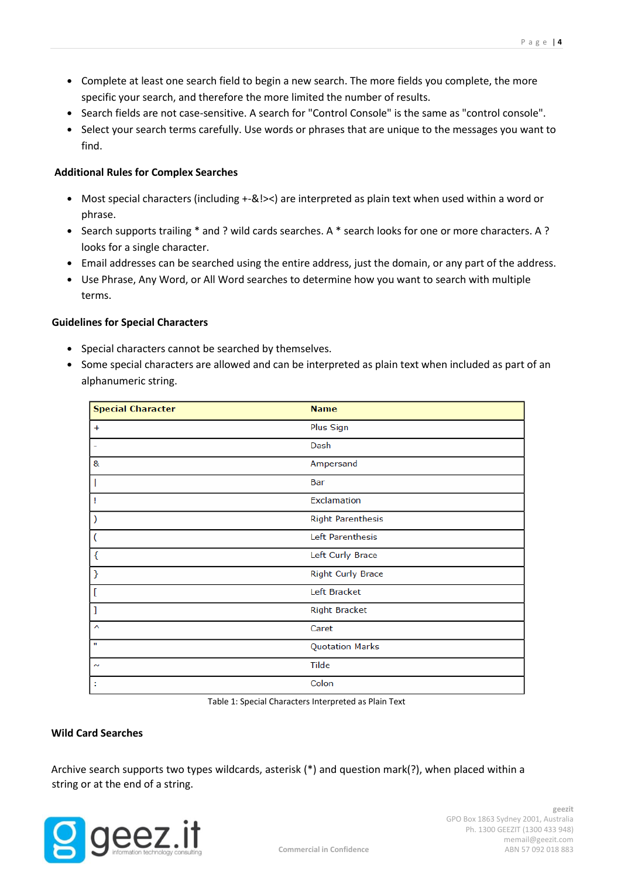- Complete at least one search field to begin a new search. The more fields you complete, the more specific your search, and therefore the more limited the number of results.
- Search fields are not case-sensitive. A search for "Control Console" is the same as "control console".
- Select your search terms carefully. Use words or phrases that are unique to the messages you want to find.

### Additional Rules for Complex Searches

- Most special characters (including +-&!><) are interpreted as plain text when used within a word or phrase.
- Search supports trailing * and ? wild cards searches. A * search looks for one or more characters. A ? looks for a single character.
- Email addresses can be searched using the entire address, just the domain, or any part of the address.
- Use Phrase, Any Word, or All Word searches to determine how you want to search with multiple terms.

### Guidelines for Special Characters

- Special characters cannot be searched by themselves.
- Some special characters are allowed and can be interpreted as plain text when included as part of an alphanumeric string.

| Special Character | Name |
|---|---|
| + | Plus Sign |
| - | Dash |
| & | Ampersand |
| \| | Bar |
| ! | Exclamation |
| ) | Right Parenthesis |
| ( | Left Parenthesis |
| { | Left Curly Brace |
| } | Right Curly Brace |
| [ | Left Bracket |
| ] | Right Bracket |
| ^ | Caret |
| " | Quotation Marks |
| ~ | Tilde |
| : | Colon |

Table 1: Special Characters Interpreted as Plain Text

### Wild Card Searches

Archive search supports two types wildcards, asterisk (*) and question mark(?), when placed within a string or at the end of a string.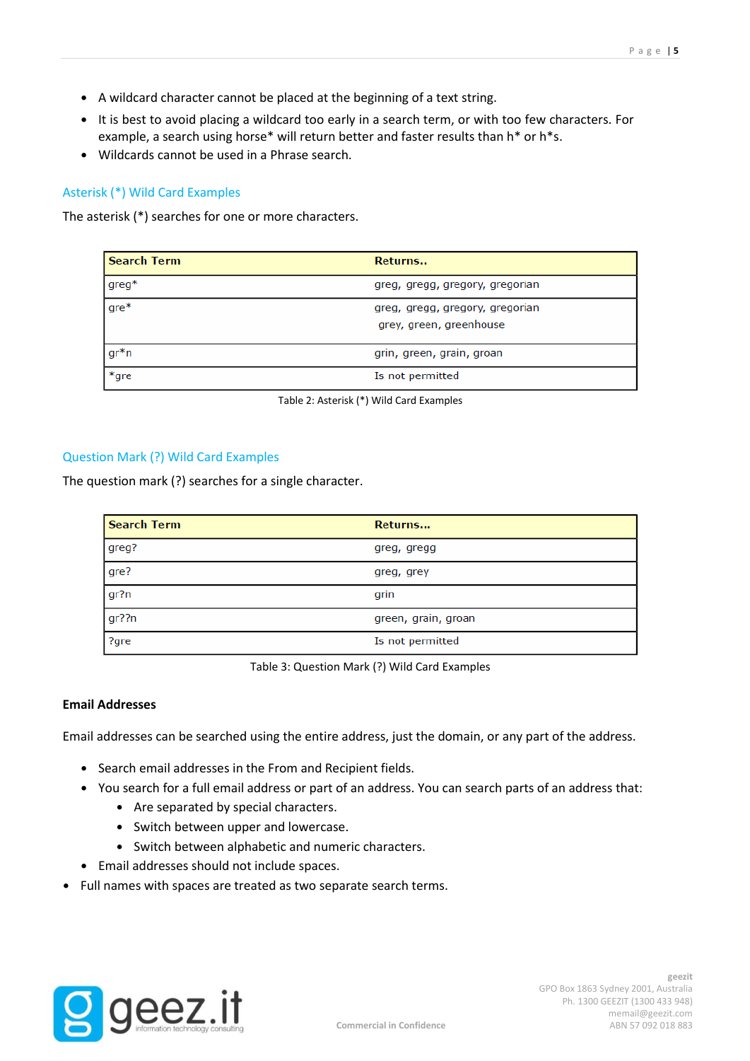- A wildcard character cannot be placed at the beginning of a text string.
- It is best to avoid placing a wildcard too early in a search term, or with too few characters. For example, a search using horse* will return better and faster results than h* or h*s.
- Wildcards cannot be used in a Phrase search.

### Asterisk (*) Wild Card Examples

The asterisk (*) searches for one or more characters.

| Search Term | Returns.. |
|---|---|
| greg* | greg, gregg, gregory, gregorian |
| gre* | greg, gregg, gregory, gregorian grey, green, greenhouse |
| gr*n | grin, green, grain, groan |
| *gre | Is not permitted |

Table 2: Asterisk (*) Wild Card Examples

### Question Mark (?) Wild Card Examples

The question mark (?) searches for a single character.

| Search Term | Returns... |
|---|---|
| greg? | greg, gregg |
| gre? | greg, grey |
| gr?n | grin |
| gr??n | green, grain, groan |
| ?gre | Is not permitted |

Table 3: Question Mark (?) Wild Card Examples

**Email Addresses**

Email addresses can be searched using the entire address, just the domain, or any part of the address.

- Search email addresses in the From and Recipient fields.
- You search for a full email address or part of an address. You can search parts of an address that:
  - Are separated by special characters.
  - Switch between upper and lowercase.
  - Switch between alphabetic and numeric characters.
- Email addresses should not include spaces.
- Full names with spaces are treated as two separate search terms.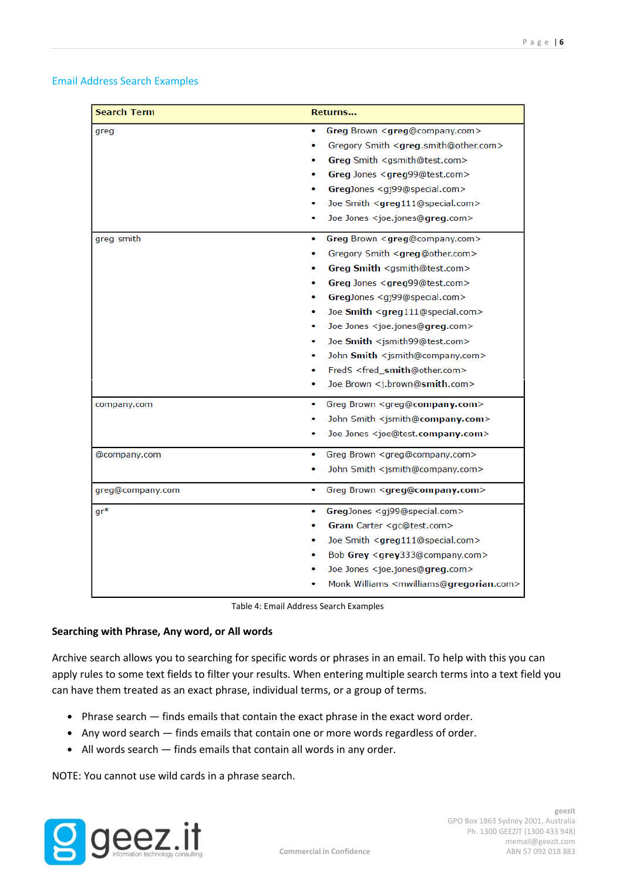## Email Address Search Examples

| Search Term | Returns... |
|---|---|
| greg | • **Greg** Brown <**greg**@company.com><br>• Gregory Smith <**greg**.smith@other.com><br>• **Greg** Smith <gsmith@test.com><br>• **Greg** Jones <**greg**99@test.com><br>• **Greg**Jones <gj99@special.com><br>• Joe Smith <**greg**111@special.com><br>• Joe Jones <joe.jones@**greg**.com> |
| greg smith | • **Greg** Brown <**greg**@company.com><br>• Gregory Smith <**greg**@other.com><br>• **Greg Smith** <gsmith@test.com><br>• **Greg** Jones <**greg**99@test.com><br>• **Greg**Jones <gj99@special.com><br>• Joe **Smith** <**greg**111@special.com><br>• Joe Jones <joe.jones@**greg**.com><br>• Joe **Smith** <jsmith99@test.com><br>• John **Smith** <jsmith@company.com><br>• FredS <fred_**smith**@other.com><br>• Joe Brown <j.brown@**smith**.com> |
| company.com | • Greg Brown <greg@**company.com**><br>• John Smith <jsmith@**company.com**><br>• Joe Jones <joe@test.**company.com**> |
| @company.com | • Greg Brown <greg@company.com><br>• John Smith <jsmith@company.com> |
| greg@company.com | • Greg Brown <**greg@company.com**> |
| gr* | • **Greg**Jones <gj99@special.com><br>• **Gram** Carter <gc@test.com><br>• Joe Smith <**greg**111@special.com><br>• Bob **Grey** <**grey**333@company.com><br>• Joe Jones <joe.jones@**greg**.com><br>• Monk Williams <mwilliams@**gregorian**.com> |

Table 4: Email Address Search Examples

**Searching with Phrase, Any word, or All words**

Archive search allows you to searching for specific words or phrases in an email. To help with this you can apply rules to some text fields to filter your results. When entering multiple search terms into a text field you can have them treated as an exact phrase, individual terms, or a group of terms.

- Phrase search — finds emails that contain the exact phrase in the exact word order.
- Any word search — finds emails that contain one or more words regardless of order.
- All words search — finds emails that contain all words in any order.

NOTE: You cannot use wild cards in a phrase search.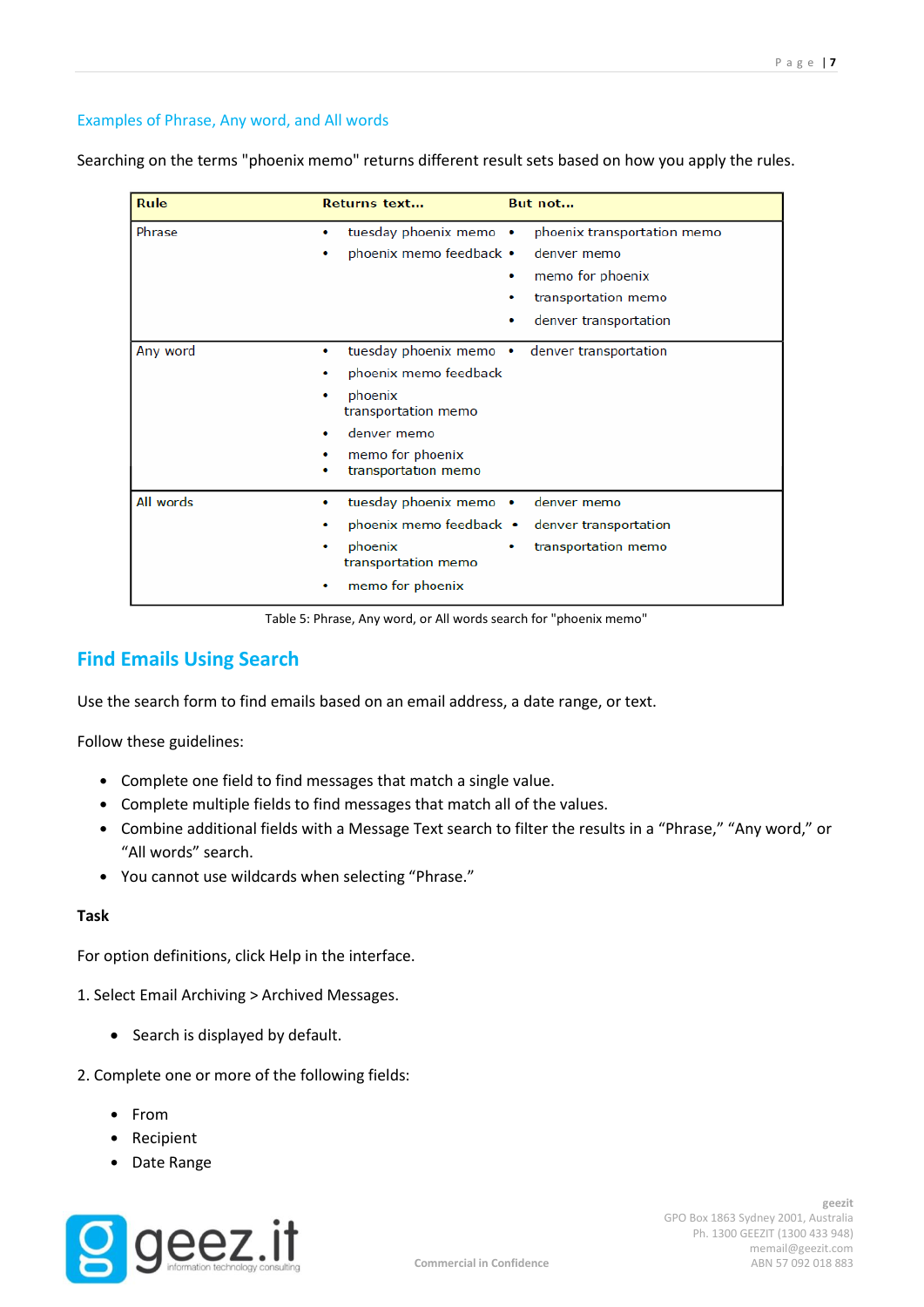### Examples of Phrase, Any word, and All words

Searching on the terms "phoenix memo" returns different result sets based on how you apply the rules.

| Rule | Returns text... | But not... |
|---|---|---|
| Phrase | • tuesday phoenix memo<br>• phoenix memo feedback | • phoenix transportation memo<br>• denver memo<br>• memo for phoenix<br>• transportation memo<br>• denver transportation |
| Any word | • tuesday phoenix memo<br>• phoenix memo feedback<br>• phoenix transportation memo<br>• denver memo<br>• memo for phoenix<br>• transportation memo | • denver transportation |
| All words | • tuesday phoenix memo<br>• phoenix memo feedback<br>• phoenix transportation memo<br>• memo for phoenix | • denver memo<br>• denver transportation<br>• transportation memo |

Table 5: Phrase, Any word, or All words search for "phoenix memo"

## Find Emails Using Search

Use the search form to find emails based on an email address, a date range, or text.

Follow these guidelines:

- Complete one field to find messages that match a single value.
- Complete multiple fields to find messages that match all of the values.
- Combine additional fields with a Message Text search to filter the results in a “Phrase,” “Any word,” or “All words” search.
- You cannot use wildcards when selecting “Phrase.”

**Task**

For option definitions, click Help in the interface.

1. Select Email Archiving > Archived Messages.

   - Search is displayed by default.

2. Complete one or more of the following fields:

   - From
   - Recipient
   - Date Range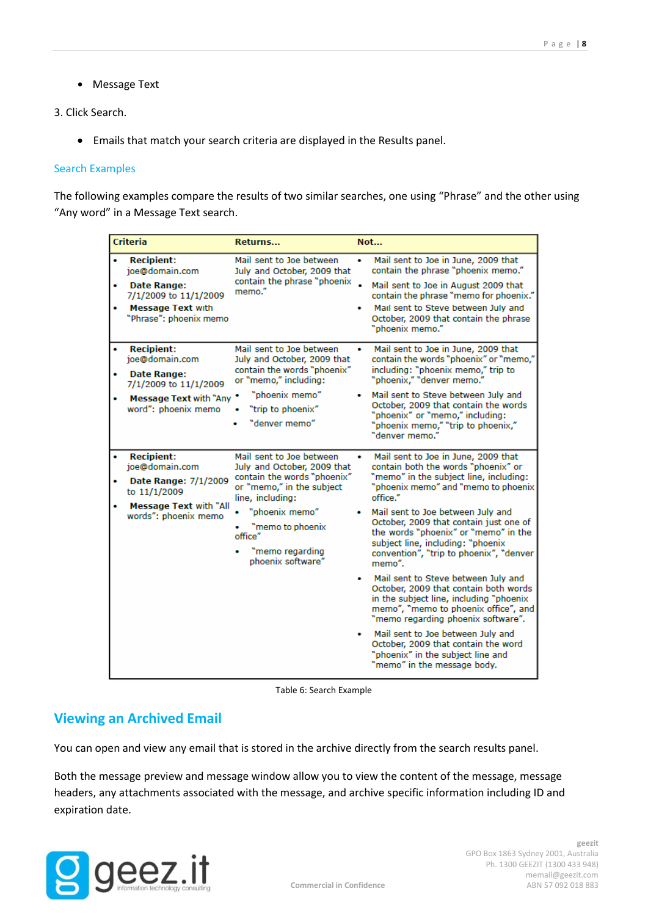- Message Text

3. Click Search.

- Emails that match your search criteria are displayed in the Results panel.

### Search Examples

The following examples compare the results of two similar searches, one using “Phrase” and the other using “Any word” in a Message Text search.

| Criteria | Returns... | Not... |
|---|---|---|
| • **Recipient:** joe@domain.com<br>• **Date Range:** 7/1/2009 to 11/1/2009<br>• **Message Text** with “Phrase”: phoenix memo | Mail sent to Joe between July and October, 2009 that contain the phrase “phoenix memo.” | • Mail sent to Joe in June, 2009 that contain the phrase “phoenix memo.”<br>• Mail sent to Joe in August 2009 that contain the phrase “memo for phoenix.”<br>• Mail sent to Steve between July and October, 2009 that contain the phrase “phoenix memo.” |
| • **Recipient:** joe@domain.com<br>• **Date Range:** 7/1/2009 to 11/1/2009<br>• **Message Text** with “Any word”: phoenix memo | Mail sent to Joe between July and October, 2009 that contain the words “phoenix” or “memo,” including:<br>• “phoenix memo”<br>• “trip to phoenix”<br>• “denver memo” | • Mail sent to Joe in June, 2009 that contain the words “phoenix” or “memo,” including: “phoenix memo,” trip to “phoenix,” “denver memo.”<br>• Mail sent to Steve between July and October, 2009 that contain the words “phoenix” or “memo,” including: “phoenix memo,” “trip to phoenix,” “denver memo.” |
| • **Recipient:** joe@domain.com<br>• **Date Range:** 7/1/2009 to 11/1/2009<br>• **Message Text** with “All words”: phoenix memo | Mail sent to Joe between July and October, 2009 that contain the words “phoenix” or “memo,” in the subject line, including:<br>• “phoenix memo”<br>• “memo to phoenix office”<br>• “memo regarding phoenix software” | • Mail sent to Joe in June, 2009 that contain both the words “phoenix” or “memo” in the subject line, including: “phoenix memo” and “memo to phoenix office.”<br>• Mail sent to Joe between July and October, 2009 that contain just one of the words “phoenix” or “memo” in the subject line, including: “phoenix convention”, “trip to phoenix”, “denver memo”.<br>• Mail sent to Steve between July and October, 2009 that contain both words in the subject line, including “phoenix memo”, “memo to phoenix office”, and “memo regarding phoenix software”.<br>• Mail sent to Joe between July and October, 2009 that contain the word “phoenix” in the subject line and “memo” in the message body. |

Table 6: Search Example

## Viewing an Archived Email

You can open and view any email that is stored in the archive directly from the search results panel.

Both the message preview and message window allow you to view the content of the message, message headers, any attachments associated with the message, and archive specific information including ID and expiration date.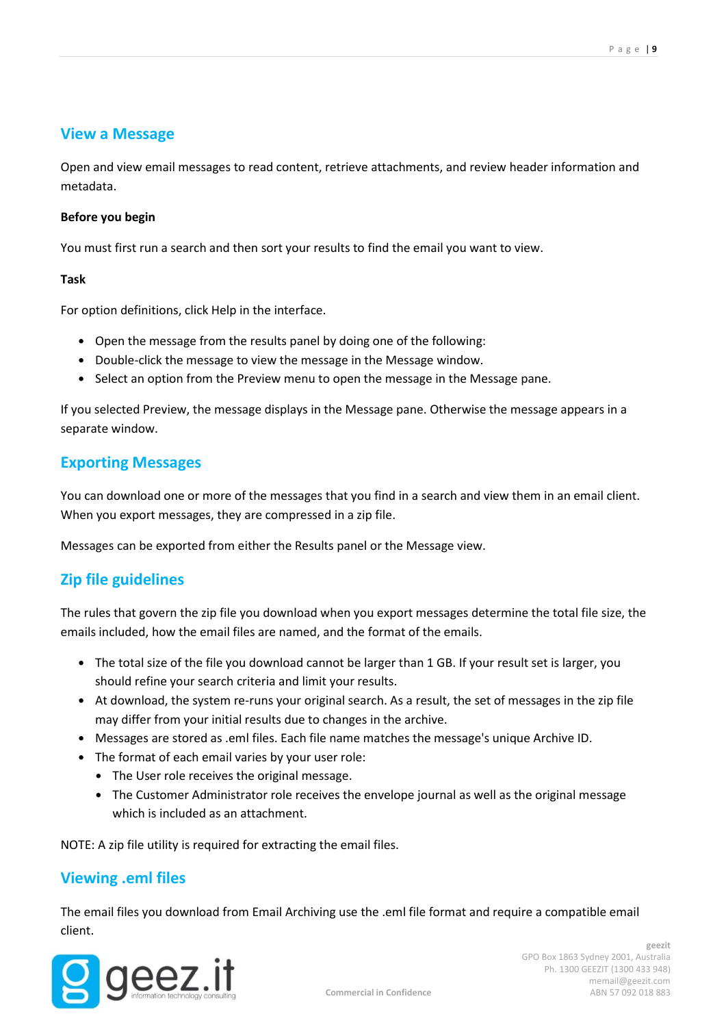## View a Message

Open and view email messages to read content, retrieve attachments, and review header information and metadata.

**Before you begin**

You must first run a search and then sort your results to find the email you want to view.

**Task**

For option definitions, click Help in the interface.

- Open the message from the results panel by doing one of the following:
- Double-click the message to view the message in the Message window.
- Select an option from the Preview menu to open the message in the Message pane.

If you selected Preview, the message displays in the Message pane. Otherwise the message appears in a separate window.

## Exporting Messages

You can download one or more of the messages that you find in a search and view them in an email client. When you export messages, they are compressed in a zip file.

Messages can be exported from either the Results panel or the Message view.

## Zip file guidelines

The rules that govern the zip file you download when you export messages determine the total file size, the emails included, how the email files are named, and the format of the emails.

- The total size of the file you download cannot be larger than 1 GB. If your result set is larger, you should refine your search criteria and limit your results.
- At download, the system re-runs your original search. As a result, the set of messages in the zip file may differ from your initial results due to changes in the archive.
- Messages are stored as .eml files. Each file name matches the message's unique Archive ID.
- The format of each email varies by your user role:
  - The User role receives the original message.
  - The Customer Administrator role receives the envelope journal as well as the original message which is included as an attachment.

NOTE: A zip file utility is required for extracting the email files.

## Viewing .eml files

The email files you download from Email Archiving use the .eml file format and require a compatible email client.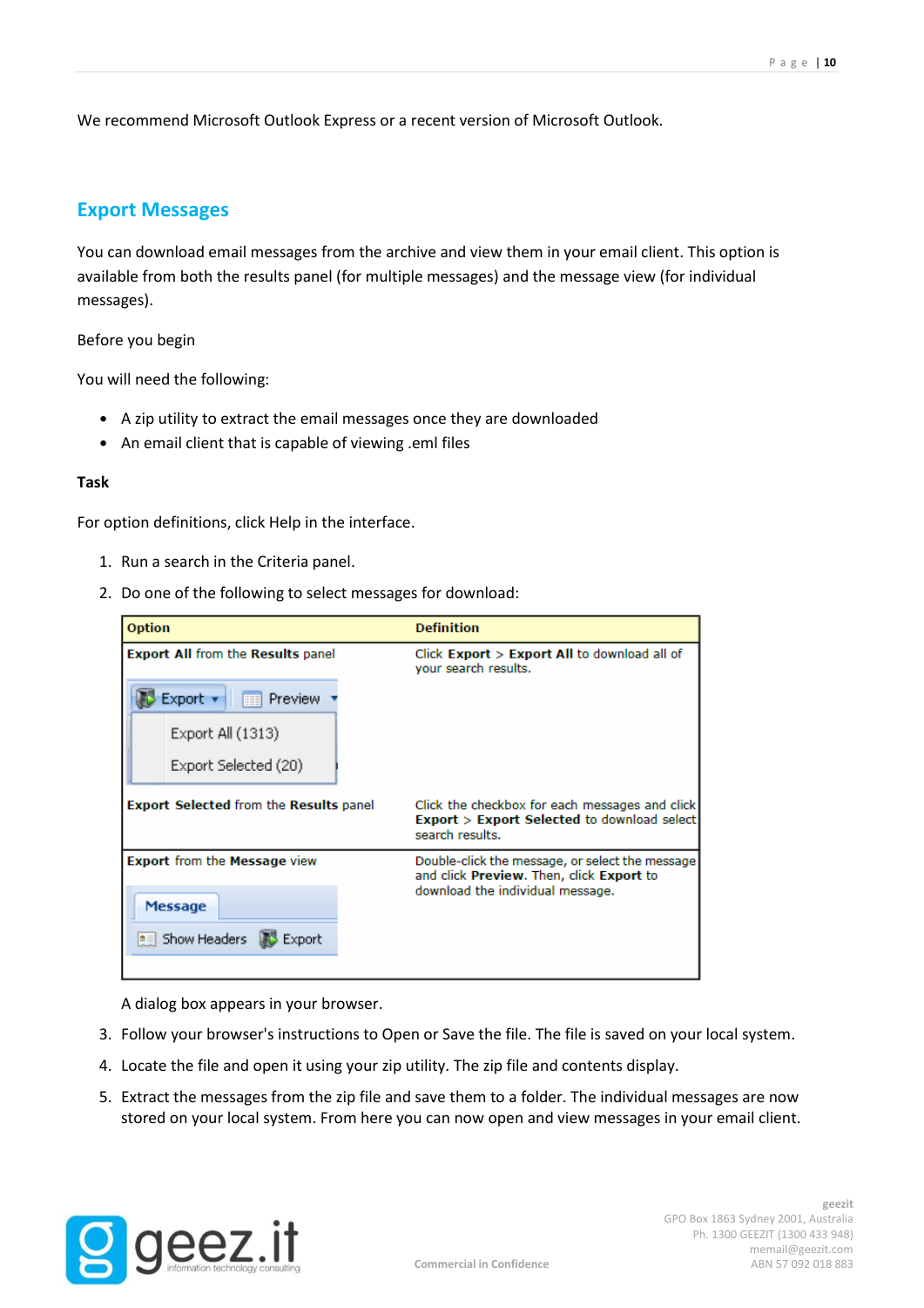We recommend Microsoft Outlook Express or a recent version of Microsoft Outlook.

## Export Messages

You can download email messages from the archive and view them in your email client. This option is available from both the results panel (for multiple messages) and the message view (for individual messages).

Before you begin

You will need the following:

- A zip utility to extract the email messages once they are downloaded
- An email client that is capable of viewing .eml files

**Task**

For option definitions, click Help in the interface.

1. Run a search in the Criteria panel.
2. Do one of the following to select messages for download:

| Option | Definition |
|---|---|
| **Export All** from the **Results** panel<br>Export ▾ Preview ▾<br>Export All (1313)<br>Export Selected (20) | Click **Export** > **Export All** to download all of your search results. |
| **Export Selected** from the **Results** panel | Click the checkbox for each messages and click **Export** > **Export Selected** to download select search results. |
| **Export** from the **Message** view<br>Message<br>Show Headers Export | Double-click the message, or select the message and click **Preview**. Then, click **Export** to download the individual message. |

   A dialog box appears in your browser.

3. Follow your browser's instructions to Open or Save the file. The file is saved on your local system.
4. Locate the file and open it using your zip utility. The zip file and contents display.
5. Extract the messages from the zip file and save them to a folder. The individual messages are now stored on your local system. From here you can now open and view messages in your email client.